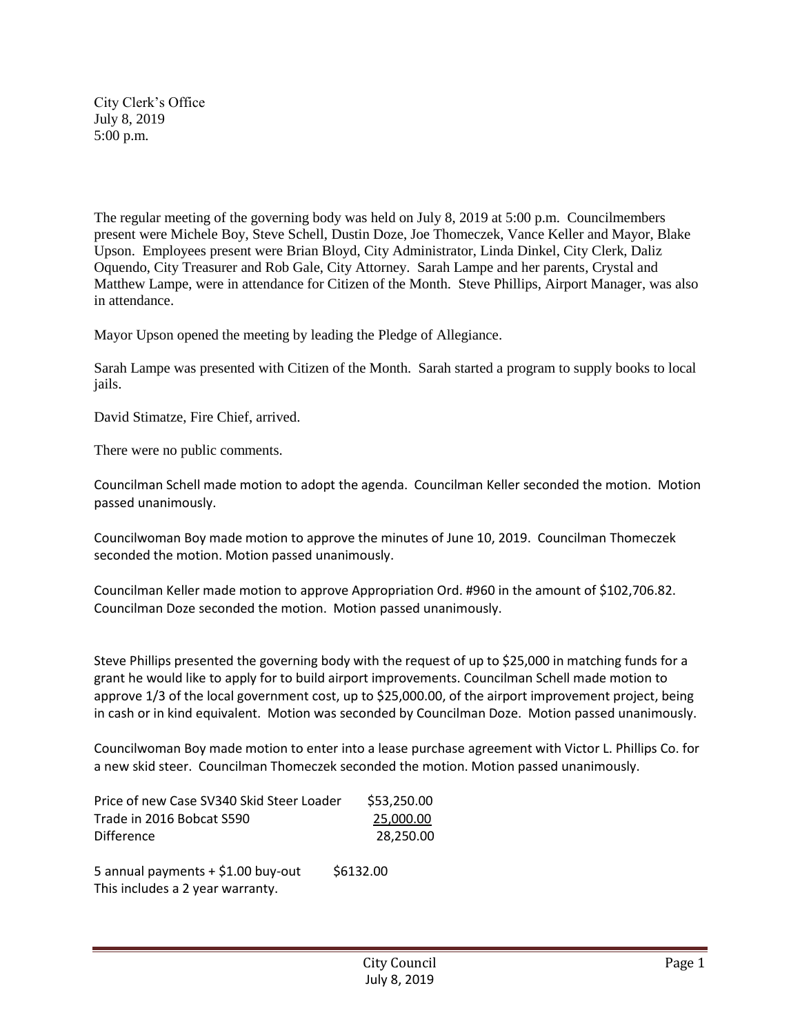City Clerk's Office
July 8, 2019
5:00 p.m.

The regular meeting of the governing body was held on July 8, 2019 at 5:00 p.m. Councilmembers present were Michele Boy, Steve Schell, Dustin Doze, Joe Thomeczek, Vance Keller and Mayor, Blake Upson. Employees present were Brian Bloyd, City Administrator, Linda Dinkel, City Clerk, Daliz Oquendo, City Treasurer and Rob Gale, City Attorney. Sarah Lampe and her parents, Crystal and Matthew Lampe, were in attendance for Citizen of the Month. Steve Phillips, Airport Manager, was also in attendance.

Mayor Upson opened the meeting by leading the Pledge of Allegiance.

Sarah Lampe was presented with Citizen of the Month. Sarah started a program to supply books to local jails.

David Stimatze, Fire Chief, arrived.

There were no public comments.

Councilman Schell made motion to adopt the agenda. Councilman Keller seconded the motion. Motion passed unanimously.

Councilwoman Boy made motion to approve the minutes of June 10, 2019. Councilman Thomeczek seconded the motion. Motion passed unanimously.

Councilman Keller made motion to approve Appropriation Ord. #960 in the amount of $102,706.82. Councilman Doze seconded the motion. Motion passed unanimously.

Steve Phillips presented the governing body with the request of up to $25,000 in matching funds for a grant he would like to apply for to build airport improvements. Councilman Schell made motion to approve 1/3 of the local government cost, up to $25,000.00, of the airport improvement project, being in cash or in kind equivalent. Motion was seconded by Councilman Doze. Motion passed unanimously.

Councilwoman Boy made motion to enter into a lease purchase agreement with Victor L. Phillips Co. for a new skid steer. Councilman Thomeczek seconded the motion. Motion passed unanimously.

| | |
|---|---|
| Price of new Case SV340 Skid Steer Loader | $53,250.00 |
| Trade in 2016 Bobcat S590 | 25,000.00 |
| Difference | 28,250.00 |

5 annual payments + $1.00 buy-out $6132.00
This includes a 2 year warranty.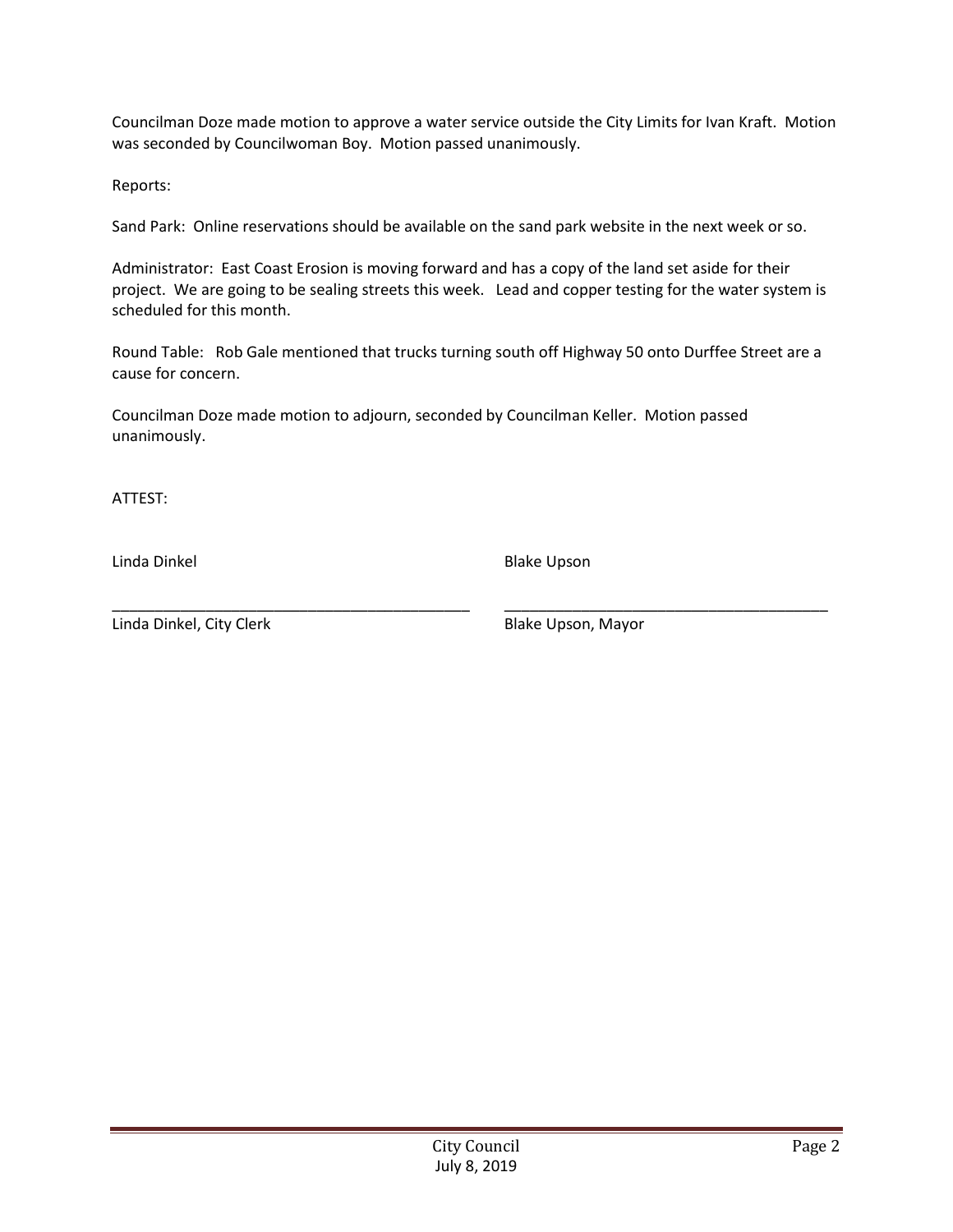Councilman Doze made motion to approve a water service outside the City Limits for Ivan Kraft. Motion was seconded by Councilwoman Boy. Motion passed unanimously.

Reports:

Sand Park: Online reservations should be available on the sand park website in the next week or so.

Administrator: East Coast Erosion is moving forward and has a copy of the land set aside for their project. We are going to be sealing streets this week. Lead and copper testing for the water system is scheduled for this month.

Round Table: Rob Gale mentioned that trucks turning south off Highway 50 onto Durffee Street are a cause for concern.

Councilman Doze made motion to adjourn, seconded by Councilman Keller. Motion passed unanimously.

ATTEST:

Linda Dinkel

\_\_\_\_\_\_\_\_\_\_\_\_\_\_\_\_\_\_\_\_\_\_\_\_\_\_\_\_\_\_\_\_\_\_\_\_\_\_\_\_\_\_\_\_

Linda Dinkel, City Clerk

Blake Upson

\_\_\_\_\_\_\_\_\_\_\_\_\_\_\_\_\_\_\_\_\_\_\_\_\_\_\_\_\_\_\_\_\_\_\_\_\_\_\_\_\_\_\_\_

Blake Upson, Mayor